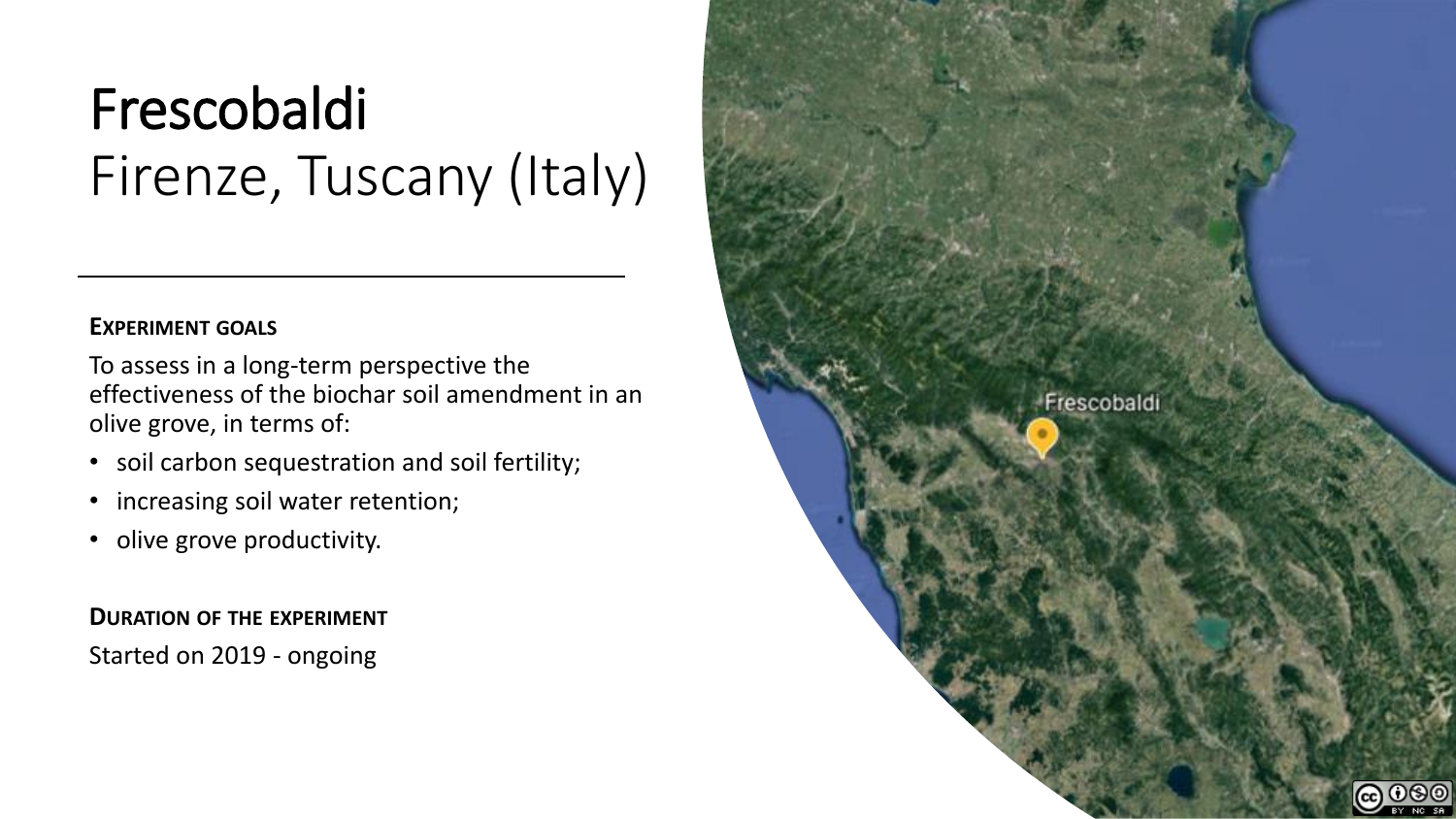# Frescobaldi
## Firenze, Tuscany (Italy)

**EXPERIMENT GOALS**

To assess in a long-term perspective the effectiveness of the biochar soil amendment in an olive grove, in terms of:

- soil carbon sequestration and soil fertility;
- increasing soil water retention;
- olive grove productivity.

**DURATION OF THE EXPERIMENT**

Started on 2019 - ongoing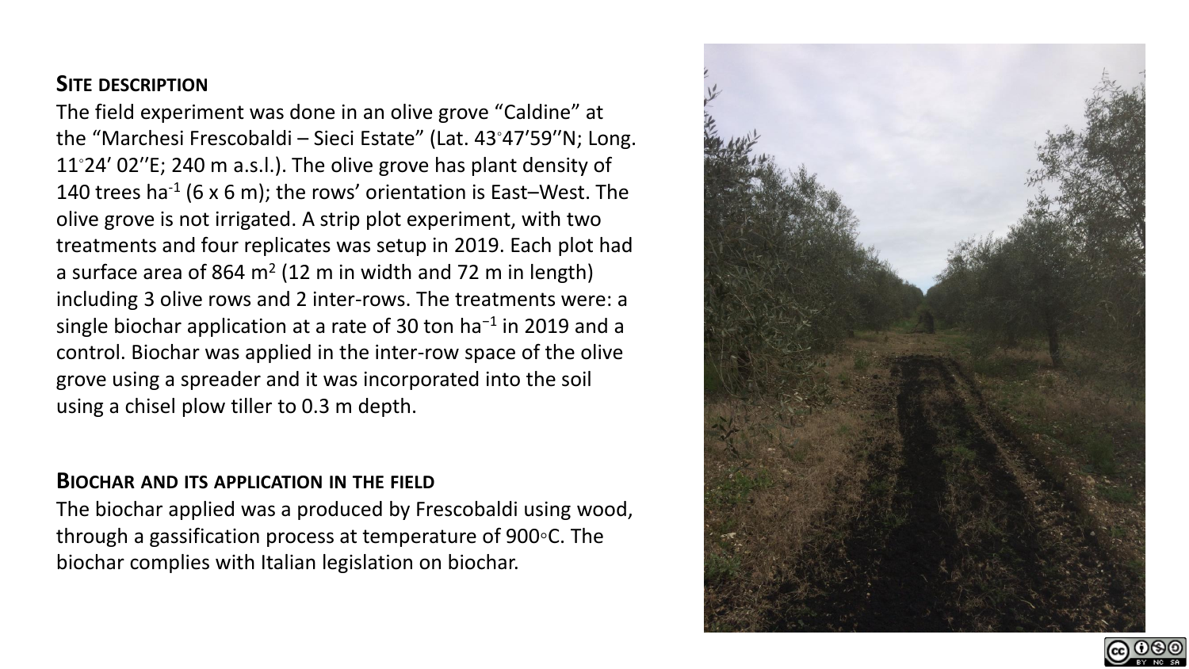## Site description

The field experiment was done in an olive grove “Caldine” at the “Marchesi Frescobaldi – Sieci Estate” (Lat. 43◦47’59’’N; Long. 11◦24’ 02’’E; 240 m a.s.l.). The olive grove has plant density of 140 trees $ha^{-1}$ (6 x 6 m); the rows’ orientation is East–West. The olive grove is not irrigated. A strip plot experiment, with two treatments and four replicates was setup in 2019. Each plot had a surface area of 864 $m^2$ (12 m in width and 72 m in length) including 3 olive rows and 2 inter-rows. The treatments were: a single biochar application at a rate of 30 ton $ha^{-1}$ in 2019 and a control. Biochar was applied in the inter-row space of the olive grove using a spreader and it was incorporated into the soil using a chisel plow tiller to 0.3 m depth.

## Biochar and its application in the field

The biochar applied was a produced by Frescobaldi using wood, through a gassification process at temperature of 900◦C. The biochar complies with Italian legislation on biochar.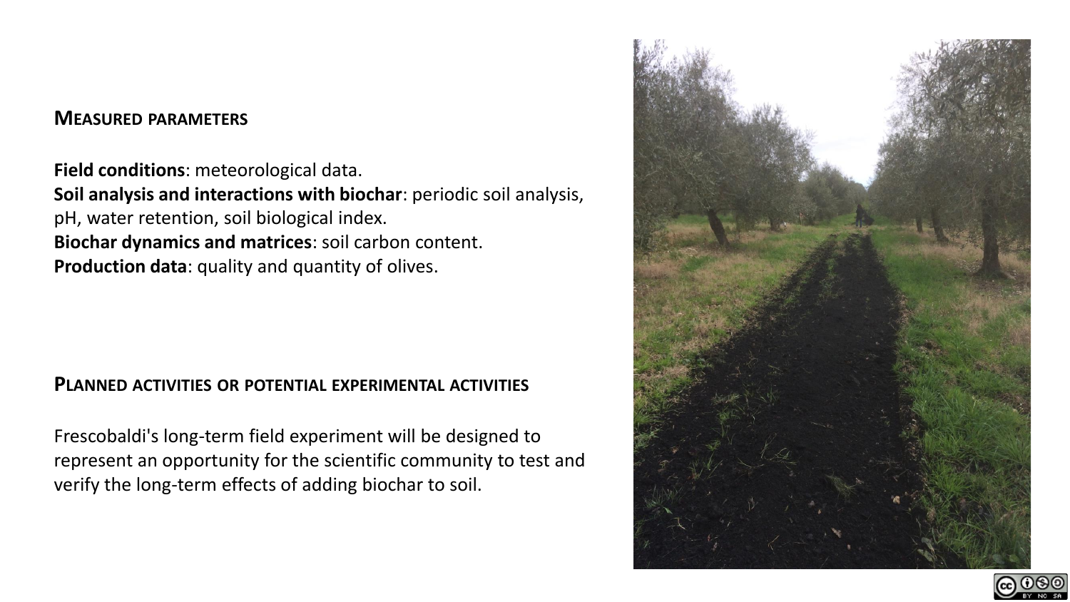## Measured parameters

**Field conditions**: meteorological data.
**Soil analysis and interactions with biochar**: periodic soil analysis, pH, water retention, soil biological index.
**Biochar dynamics and matrices**: soil carbon content.
**Production data**: quality and quantity of olives.

## Planned activities or potential experimental activities

Frescobaldi's long-term field experiment will be designed to represent an opportunity for the scientific community to test and verify the long-term effects of adding biochar to soil.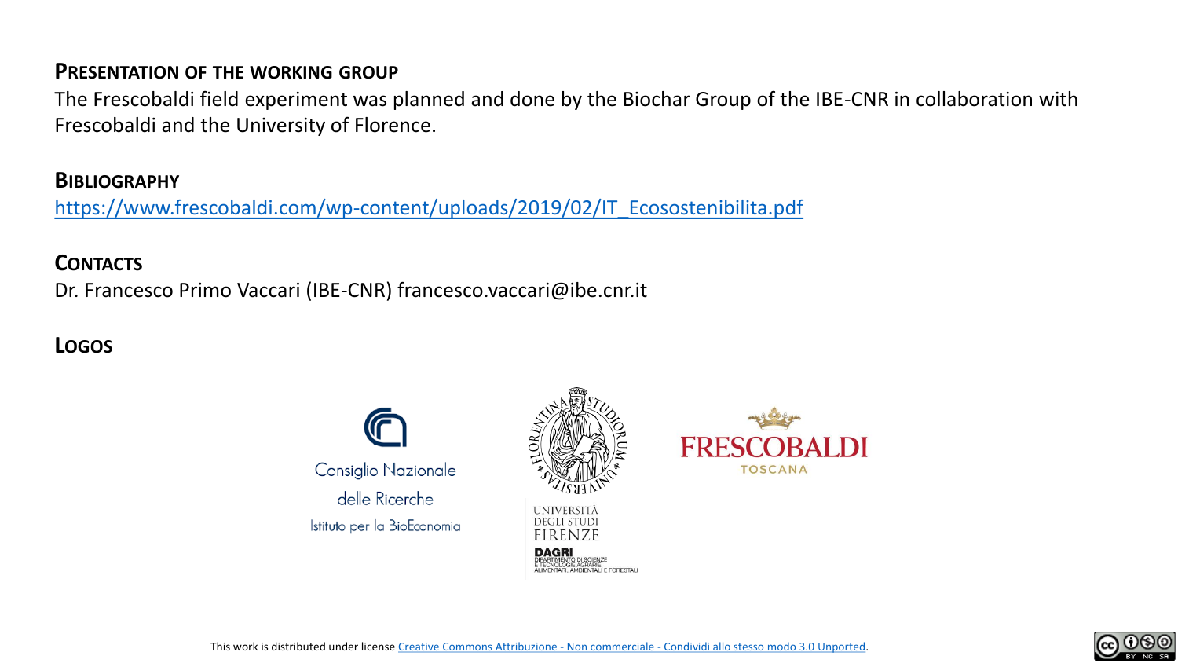## Presentation of the working group

The Frescobaldi field experiment was planned and done by the Biochar Group of the IBE-CNR in collaboration with Frescobaldi and the University of Florence.

## Bibliography

[https://www.frescobaldi.com/wp-content/uploads/2019/02/IT_Ecosostenibilita.pdf](https://www.frescobaldi.com/wp-content/uploads/2019/02/IT_Ecosostenibilita.pdf)

## Contacts

Dr. Francesco Primo Vaccari (IBE-CNR) francesco.vaccari@ibe.cnr.it

## Logos

Consiglio Nazionale delle Ricerche
Istituto per la BioEconomia

Università degli Studi Firenze
DAGRI
Dipartimento di Scienze e Tecnologie Agrarie, Alimentari, Ambientali e Forestali

Frescobaldi
Toscana

This work is distributed under license Creative Commons Attribuzione - Non commerciale - Condividi allo stesso modo 3.0 Unported.